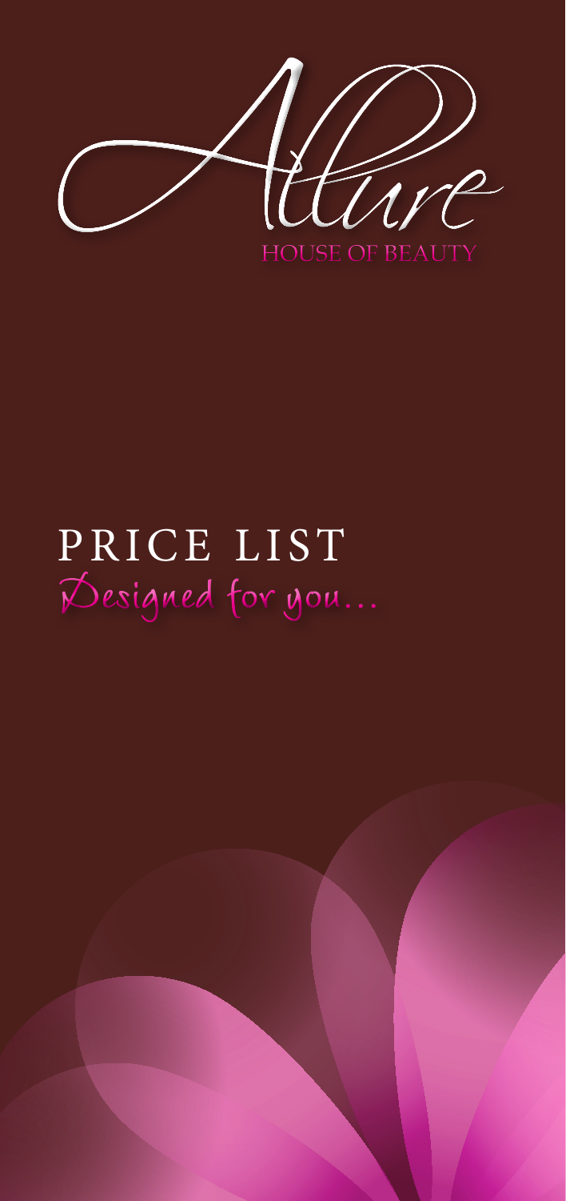# Allure

HOUSE OF BEAUTY

## PRICE LIST

*Designed for you...*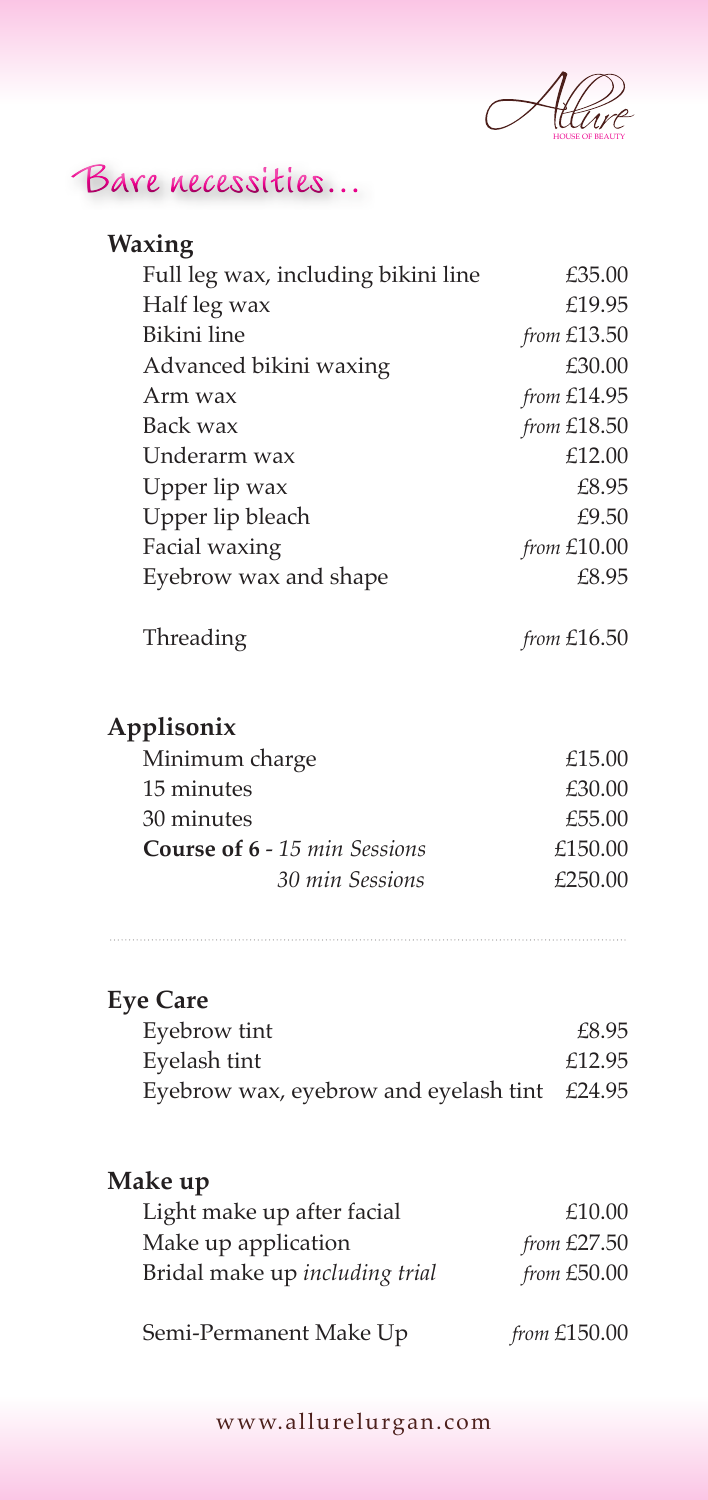# Bare necessities…

## Waxing

| | |
|---|---|
| Full leg wax, including bikini line | £35.00 |
| Half leg wax | £19.95 |
| Bikini line | *from* £13.50 |
| Advanced bikini waxing | £30.00 |
| Arm wax | *from* £14.95 |
| Back wax | *from* £18.50 |
| Underarm wax | £12.00 |
| Upper lip wax | £8.95 |
| Upper lip bleach | £9.50 |
| Facial waxing | *from* £10.00 |
| Eyebrow wax and shape | £8.95 |
| Threading | *from* £16.50 |

## Applisonix

| | |
|---|---|
| Minimum charge | £15.00 |
| 15 minutes | £30.00 |
| 30 minutes | £55.00 |
| **Course of 6** - *15 min Sessions* | £150.00 |
| *30 min Sessions* | £250.00 |

## Eye Care

| | |
|---|---|
| Eyebrow tint | £8.95 |
| Eyelash tint | £12.95 |
| Eyebrow wax, eyebrow and eyelash tint | £24.95 |

## Make up

| | |
|---|---|
| Light make up after facial | £10.00 |
| Make up application | *from* £27.50 |
| Bridal make up *including trial* | *from* £50.00 |
| Semi-Permanent Make Up | *from* £150.00 |

www.allurelurgan.com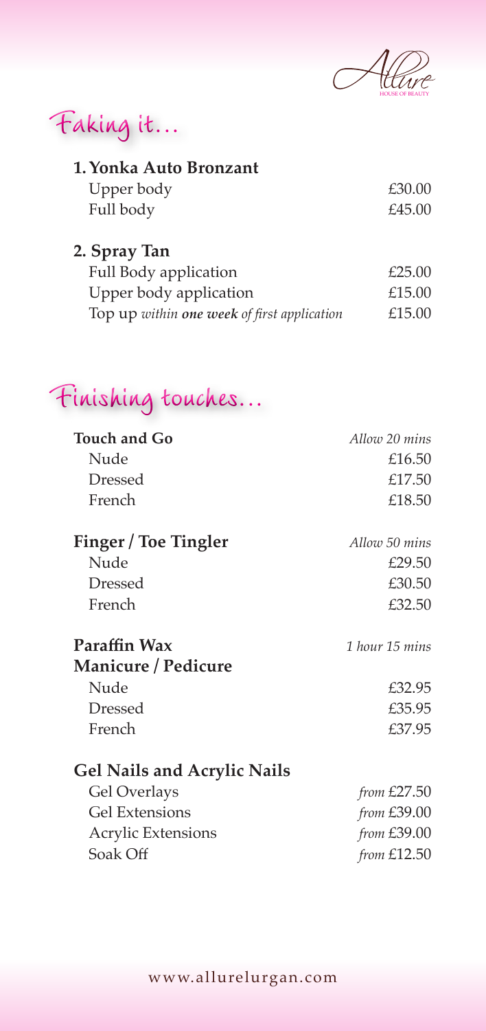# Faking it...

**1. Yonka Auto Bronzant**

| | |
|---|---|
| Upper body | £30.00 |
| Full body | £45.00 |

**2. Spray Tan**

| | |
|---|---|
| Full Body application | £25.00 |
| Upper body application | £15.00 |
| Top up *within **one week** of first application* | £15.00 |

# Finishing touches...

| **Touch and Go** | *Allow 20 mins* |
|---|---|
| Nude | £16.50 |
| Dressed | £17.50 |
| French | £18.50 |

| **Finger / Toe Tingler** | *Allow 50 mins* |
|---|---|
| Nude | £29.50 |
| Dressed | £30.50 |
| French | £32.50 |

| **Paraffin Wax Manicure / Pedicure** | *1 hour 15 mins* |
|---|---|
| Nude | £32.95 |
| Dressed | £35.95 |
| French | £37.95 |

**Gel Nails and Acrylic Nails**

| | |
|---|---|
| Gel Overlays | *from* £27.50 |
| Gel Extensions | *from* £39.00 |
| Acrylic Extensions | *from* £39.00 |
| Soak Off | *from* £12.50 |

www.allurelurgan.com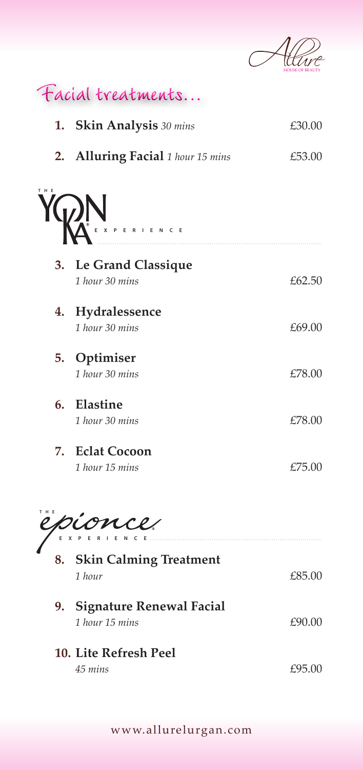# Facial treatments...

| | Treatment | Price |
|---|---|---|
| 1. | **Skin Analysis** *30 mins* | £30.00 |
| 2. | **Alluring Facial** *1 hour 15 mins* | £53.00 |

## THE YON-KA EXPERIENCE

| | Treatment | Price |
|---|---|---|
| 3. | **Le Grand Classique** *1 hour 30 mins* | £62.50 |
| 4. | **Hydralessence** *1 hour 30 mins* | £69.00 |
| 5. | **Optimiser** *1 hour 30 mins* | £78.00 |
| 6. | **Elastine** *1 hour 30 mins* | £78.00 |
| 7. | **Eclat Cocoon** *1 hour 15 mins* | £75.00 |

## THE epionce EXPERIENCE

| | Treatment | Price |
|---|---|---|
| 8. | **Skin Calming Treatment** *1 hour* | £85.00 |
| 9. | **Signature Renewal Facial** *1 hour 15 mins* | £90.00 |
| 10. | **Lite Refresh Peel** *45 mins* | £95.00 |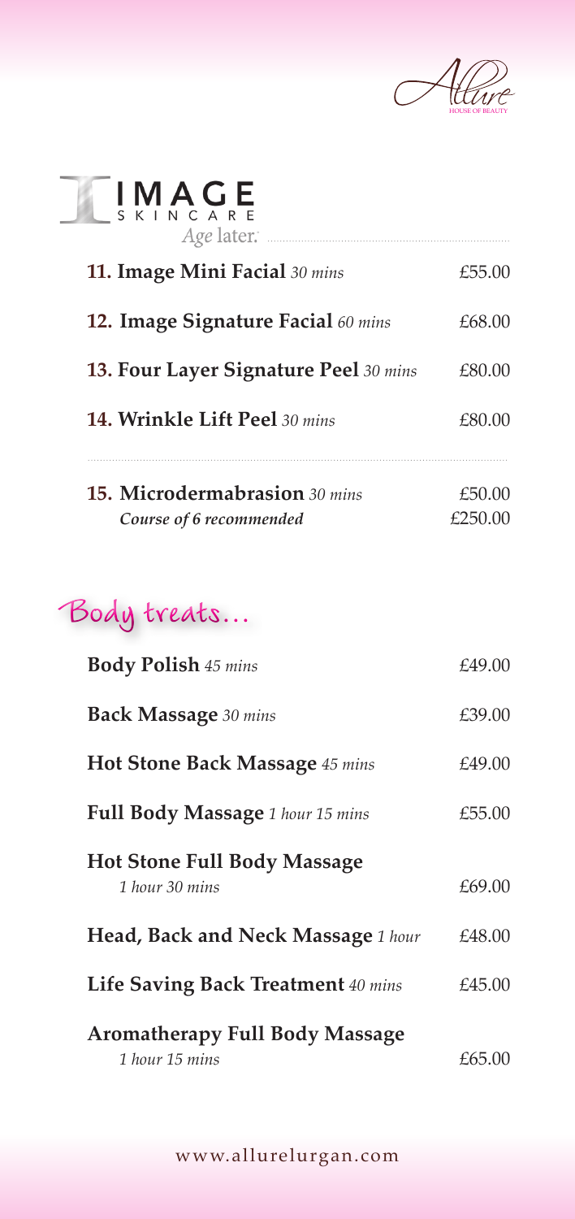Allure HOUSE OF BEAUTY

## IMAGE SKINCARE

*Age* later.

| | |
|---|---|
| **11. Image Mini Facial** *30 mins* | £55.00 |
| **12. Image Signature Facial** *60 mins* | £68.00 |
| **13. Four Layer Signature Peel** *30 mins* | £80.00 |
| **14. Wrinkle Lift Peel** *30 mins* | £80.00 |
| **15. Microdermabrasion** *30 mins* | £50.00 |
| *Course of 6 recommended* | £250.00 |

## Body treats...

| | |
|---|---|
| **Body Polish** *45 mins* | £49.00 |
| **Back Massage** *30 mins* | £39.00 |
| **Hot Stone Back Massage** *45 mins* | £49.00 |
| **Full Body Massage** *1 hour 15 mins* | £55.00 |
| **Hot Stone Full Body Massage** *1 hour 30 mins* | £69.00 |
| **Head, Back and Neck Massage** *1 hour* | £48.00 |
| **Life Saving Back Treatment** *40 mins* | £45.00 |
| **Aromatherapy Full Body Massage** *1 hour 15 mins* | £65.00 |

www.allurelurgan.com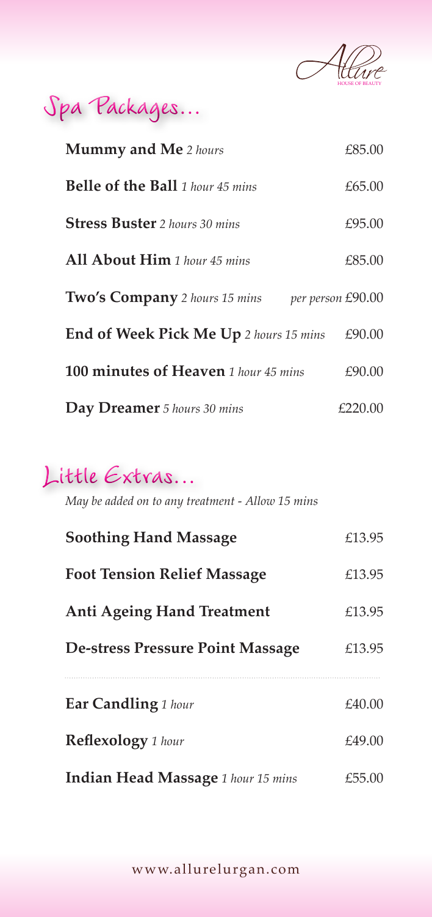# Spa Packages...

| | |
|---|---|
| **Mummy and Me** *2 hours* | £85.00 |
| **Belle of the Ball** *1 hour 45 mins* | £65.00 |
| **Stress Buster** *2 hours 30 mins* | £95.00 |
| **All About Him** *1 hour 45 mins* | £85.00 |
| **Two's Company** *2 hours 15 mins* | *per person* £90.00 |
| **End of Week Pick Me Up** *2 hours 15 mins* | £90.00 |
| **100 minutes of Heaven** *1 hour 45 mins* | £90.00 |
| **Day Dreamer** *5 hours 30 mins* | £220.00 |

# Little Extras...

*May be added on to any treatment - Allow 15 mins*

| | |
|---|---|
| **Soothing Hand Massage** | £13.95 |
| **Foot Tension Relief Massage** | £13.95 |
| **Anti Ageing Hand Treatment** | £13.95 |
| **De-stress Pressure Point Massage** | £13.95 |

| | |
|---|---|
| **Ear Candling** *1 hour* | £40.00 |
| **Reflexology** *1 hour* | £49.00 |
| **Indian Head Massage** *1 hour 15 mins* | £55.00 |

www.allurelurgan.com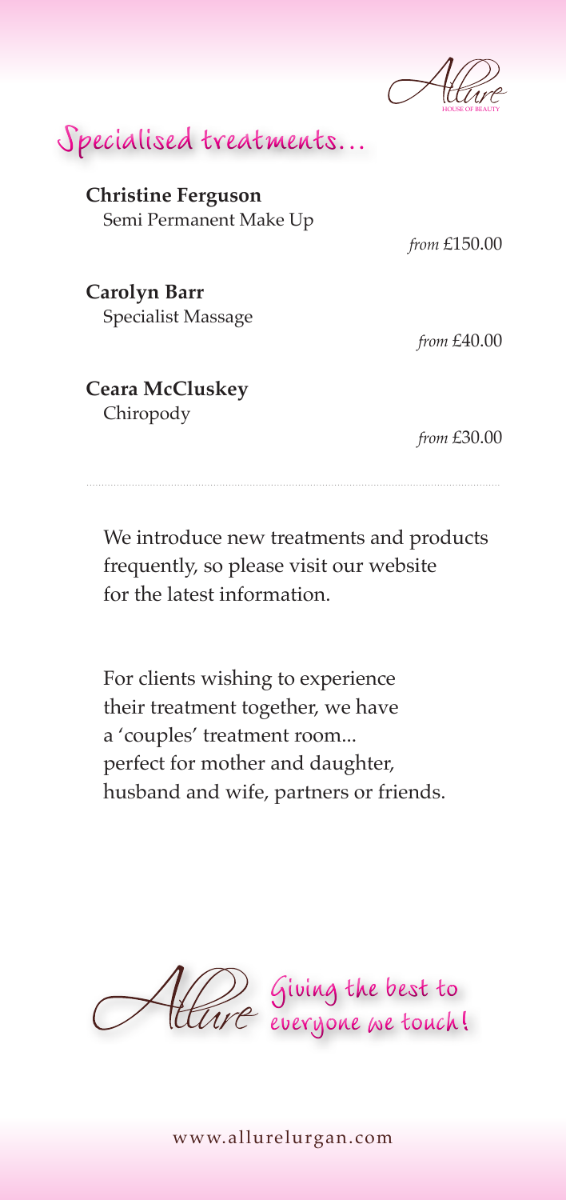## Specialised treatments...

**Christine Ferguson**
Semi Permanent Make Up

*from* £150.00

**Carolyn Barr**
Specialist Massage

*from* £40.00

**Ceara McCluskey**
Chiropody

*from* £30.00

We introduce new treatments and products frequently, so please visit our website for the latest information.

For clients wishing to experience their treatment together, we have a 'couples' treatment room... perfect for mother and daughter, husband and wife, partners or friends.

Allure Giving the best to everyone we touch!

www.allurelurgan.com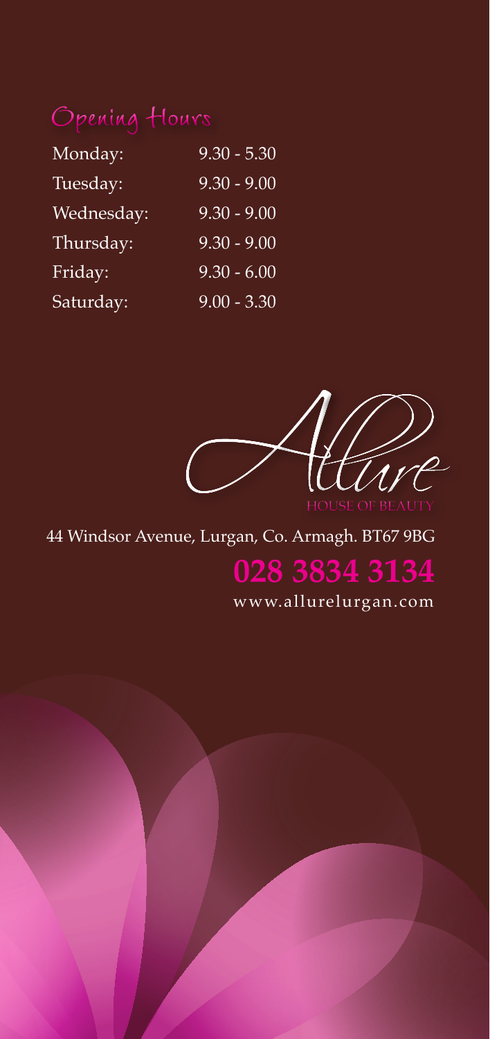## Opening Hours

| | |
|---|---|
| Monday: | 9.30 - 5.30 |
| Tuesday: | 9.30 - 9.00 |
| Wednesday: | 9.30 - 9.00 |
| Thursday: | 9.30 - 9.00 |
| Friday: | 9.30 - 6.00 |
| Saturday: | 9.00 - 3.30 |

Allure

HOUSE OF BEAUTY

44 Windsor Avenue, Lurgan, Co. Armagh. BT67 9BG

**028 3834 3134**

www.allurelurgan.com